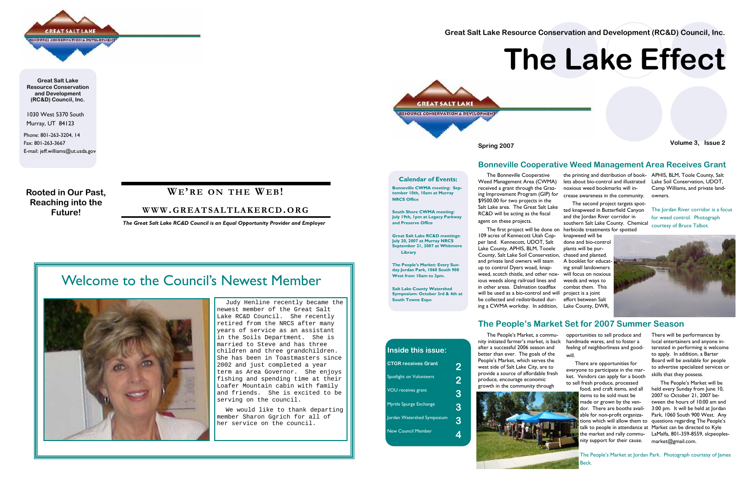# The Lake Effect

Great Salt Lake Resource Conservation and Development (RC&D) Council, Inc.

Spring 2007

Volume 3, Issue 2

## Bonneville Cooperative Weed Management Area Receives Grant

The Bonneville Cooperative Weed Management Area (CWMA) received a grant through the Grazing Improvement Program (GIP) for $9500.00 for two projects in the Salt Lake area. The Great Salt Lake RC&D will be acting as the fiscal agent on these projects.

The first project will be done on 109 acres of Kennecott Utah Copper land. Kennecott, UDOT, Salt Lake County, APHIS, BLM, Tooele County, Salt Lake Soil Conservation, and private land owners will team up to control Dyers woad, knapweed, scotch thistle, and other noxious weeds along railroad lines and in other areas. Dalmation toadflax will be used as a bio-control and will be collected and redistributed during a CWMA workday. In addition, the printing and distribution of booklets about bio-control and illustrated noxious weed bookmarks will increase awareness in the community.

The second project targets spotted knapweed in Butterfield Canyon and the Jordan River corridor in southern Salt Lake County. Chemical herbicide treatments for spotted knapweed will be done and bio-control plants will be purchased and planted. A booklet for educating small landowners will focus on noxious weeds and ways to combat them. This project is a joint effort between Salt Lake County, DWR, APHIS, BLM, Toole County, Salt Lake Soil Conservation, UDOT, Camp Williams, and private landowners.

The Jordan River corridor is a focus for weed control. Photograph courtesy of Bruce Talbot.

## The People's Market Set for 2007 Summer Season

The People's Market, a community initiated farmer's market, is back after a successful 2006 season and better than ever. The goals of the People's Market, which serves the west side of Salt Lake City, are to provide a source of affordable fresh produce, encourage economic growth in the community through opportunities to sell produce and handmade wares, and to foster a feeling of neighborliness and goodwill.

There are opportunities for everyone to participate in the market. Vendors can apply for a booth to sell fresh produce, processed food, and craft items, and all items to be sold must be made or grown by the vendor. There are booths available for non-profit organizations which will allow them to talk to people in attendance at the market and rally community support for their cause. There will be performances by local entertainers and anyone interested in performing is welcome to apply. In addition, a Barter Board will be available for people to advertise specialized services or skills that they possess.

The People's Market will be held every Sunday from June 10, 2007 to October 21, 2007 between the hours of 10:00 am and 3:00 pm. It will be held at Jordan Park, 1060 South 900 West. Any questions regarding The People's Market can be directed to Kyle LaMalfa, 801-359-8559, slcpeoplesmarket@gmail.com.

The People's Market at Jordan Park. Photograph courtesy of James Beck.

### Calendar of Events:

**Bonneville CWMA meeting: September 10th, 10am at Murray NRCS Office**

**South Shore CWMA meeting: July 19th, 1pm at Legacy Parkway and Preserve Office**

**Great Salt Lake RC&D meetings: July 20, 2007 at Murray NRCS September 21, 2007 at Whitmore Library**

**The People's Market: Every Sunday Jordan Park, 1060 South 900 West from 10am to 3pm.**

**Salt Lake County Watershed Symposium: October 3rd & 4th at South Towne Expo**

### Inside this issue:

| | |
|---|---|
| CTGR receives Grant | 2 |
| Spotlight on Volunteers | 2 |
| VOU receives grant | 3 |
| Myrtle Spurge Exchange | 3 |
| Jordan Watershed Symposium | 3 |
| New Council Member | 4 |

**Great Salt Lake Resource Conservation and Development (RC&D) Council, Inc.**

1030 West 5370 South
Murray, UT 84123

Phone: 801-263-3204, 14
Fax: 801-263-3667
E-mail: jeff.williams@ut.usda.gov

**Rooted in Our Past, Reaching into the Future!**

## We're on the Web!

## www.greatsaltlakercd.org

*The Great Salt Lake RC&D Council is an Equal Opportunity Provider and Employer*

## Welcome to the Council's Newest Member

Judy Henline recently became the newest member of the Great Salt Lake RC&D Council. She recently retired from the NRCS after many years of service as an assistant in the Soils Department. She is married to Steve and has three children and three grandchildren. She has been in Toastmasters since 2002 and just completed a year term as Area Governor. She enjoys fishing and spending time at their Loafer Mountain cabin with family and friends. She is excited to be serving on the council.

We would like to thank departing member Sharon Ggrich for all of her service on the council.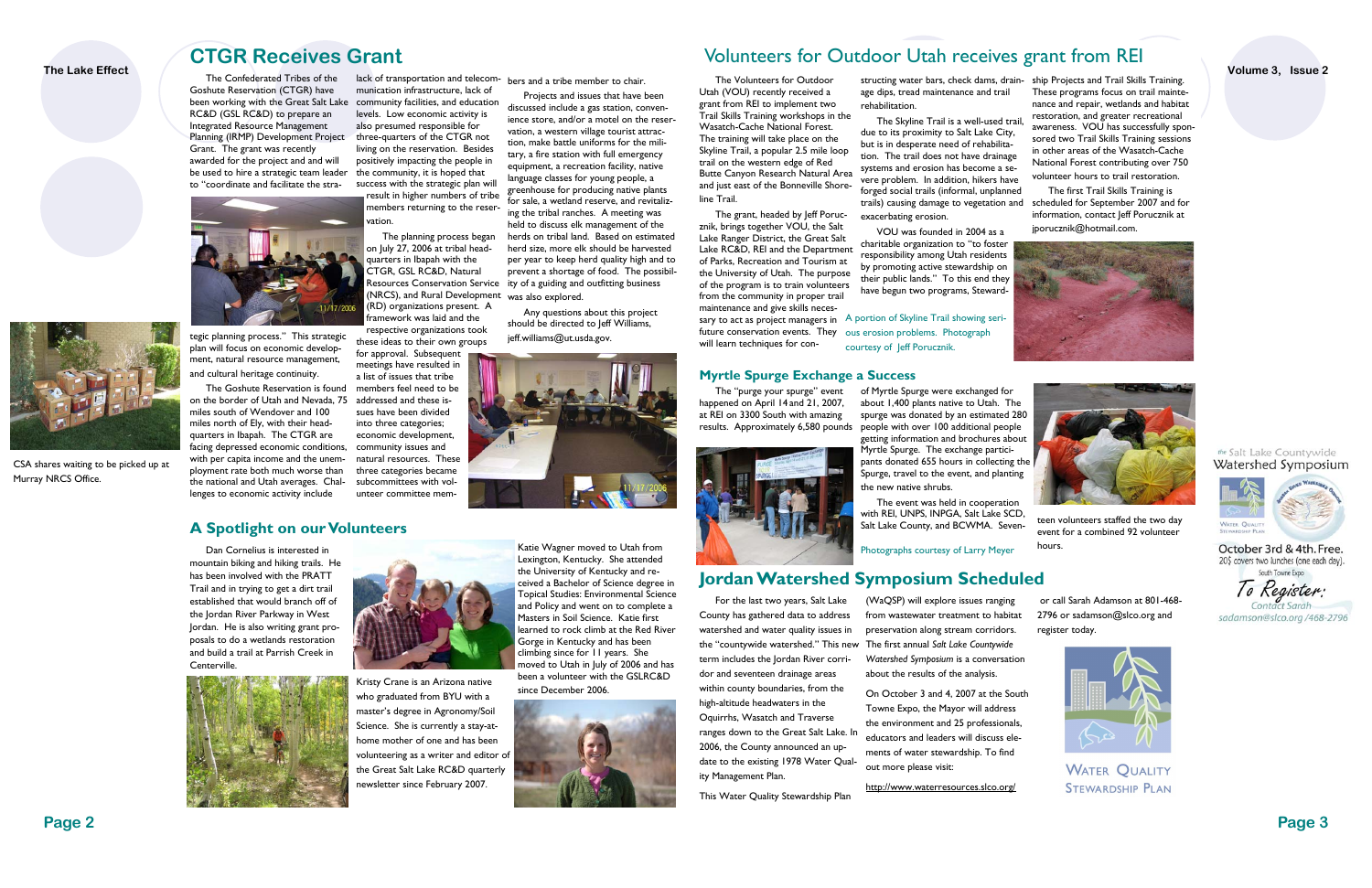## CTGR Receives Grant

The Confederated Tribes of the Goshute Reservation (CTGR) have been working with the Great Salt Lake RC&D (GSL RC&D) to prepare an Integrated Resource Management Planning (IRMP) Development Project Grant. The grant was recently awarded for the project and will be used to hire a strategic team leader to "coordinate and facilitate the strategic planning process." This strategic plan will focus on economic development, natural resource management, and cultural heritage continuity.

The Goshute Reservation is found on the border of Utah and Nevada, 75 miles south of Wendover and 100 miles north of Ely, with their headquarters in Ibapah. The CTGR are facing depressed economic conditions, with per capita income and the unemployment rate both much worse than the national and Utah averages. Challenges to economic activity include lack of transportation and telecommunication infrastructure, lack of community facilities, and education levels. Low economic activity is also presumed responsible for three-quarters of the CTGR not living on the reservation. Besides positively impacting the people in the community, it is hoped that success with the strategic plan will result in higher numbers of tribe members returning to the reservation.

The planning process began on July 27, 2006 at tribal headquarters in Ibapah with the CTGR, GSL RC&D, Natural Resources Conservation Service (NRCS), and Rural Development (RD) organizations present. A framework was laid and the respective organizations took these ideas to their own groups for approval. Subsequent meetings have resulted in a list of issues that tribe members feel need to be addressed and these issues have been divided into three categories; economic development, community issues and natural resources. These three categories became subcommittees with volunteer committee members and a tribe member to chair.

Projects and issues that have been discussed include a gas station, convenience store, and/or a motel on the reservation, make battle uniforms for the military, a fire station with full emergency equipment, a recreation facility, native language classes for young people, a greenhouse for producing native plants for sale, a wetland reserve, and revitalizing the tribal ranches. A meeting was held to discuss elk management of the herds on tribal land. Based on estimated herd size, more elk should be harvested per year to keep herd quality high and to prevent a shortage of food. The possibility of a guiding and outfitting business was also explored.

Any questions about this project should be directed to Jeff Williams, jeff.williams@ut.usda.gov.

CSA shares waiting to be picked up at Murray NRCS Office.

## A Spotlight on our Volunteers

Dan Cornelius is interested in mountain biking and hiking trails. He has been involved with the PRATT Trail and in trying to get a dirt trail established that would branch off of the Jordan River Parkway in West Jordan. He is also writing grant proposals to do a wetlands restoration and build a trail at Parrish Creek in Centerville.

Kristy Crane is an Arizona native who graduated from BYU with a master's degree in Agronomy/Soil Science. She is currently a stay-at-home mother of one and has been volunteering as a writer and editor of the Great Salt Lake RC&D quarterly newsletter since February 2007.

Katie Wagner moved to Utah from Lexington, Kentucky. She attended the University of Kentucky and received a Bachelor of Science degree in Topical Studies: Environmental Science and Policy and went on to complete a Masters in Soil Science. Katie first learned to rock climb at the Red River Gorge in Kentucky and has been climbing since for 11 years. She moved to Utah in July of 2006 and has been a volunteer with the GSLRC&D since December 2006.

## Volunteers for Outdoor Utah receives grant from REI

The Volunteers for Outdoor Utah (VOU) recently received a grant from REI to implement two Trail Skills Training workshops in the Wasatch-Cache National Forest. The training will take place on the Skyline Trail, a popular 2.5 mile loop trail on the western edge of Red Butte Canyon Research Natural Area and just east of the Bonneville Shoreline Trail.

The grant, headed by Jeff Porucznik, brings together VOU, the Salt Lake Ranger District, the Great Salt Lake RC&D, REI and the Department of Parks, Recreation and Tourism at the University of Utah. The purpose of the program is to train volunteers from the community in proper trail maintenance and give skills necessary to act as project managers in future conservation events. They will learn techniques for constructing water bars, check dams, drainage dips, tread maintenance and trail rehabilitation.

The Skyline Trail is a well-used trail, due to its proximity to Salt Lake City, but is in desperate need of rehabilitation. The trail does not have drainage systems and erosion has become a severe problem. In addition, hikers have forged social trails (informal, unplanned trails) causing damage to vegetation and exacerbating erosion.

VOU was founded in 2004 as a charitable organization to "to foster responsibility among Utah residents by promoting active stewardship on their public lands." To this end they have begun two programs, Stewardship Projects and Trail Skills Training. These programs focus on trail maintenance and repair, wetlands and habitat restoration, and greater recreational awareness. VOU has successfully sponsored two Trail Skills Training sessions in other areas of the Wasatch-Cache National Forest contributing over 750 volunteer hours to trail restoration.

The first Trail Skills Training is scheduled for September 2007 and for information, contact Jeff Porucznik at jporucznik@hotmail.com.

A portion of Skyline Trail showing serious erosion problems. Photograph courtesy of Jeff Porucznik.

### Myrtle Spurge Exchange a Success

The "purge your spurge" event happened on April 14 and 21, 2007, at REI on 3300 South with amazing results. Approximately 6,580 pounds of Myrtle Spurge were exchanged for about 1,400 plants native to Utah. The spurge was donated by an estimated 280 people with over 100 additional people getting information and brochures about Myrtle Spurge. The exchange participants donated 655 hours in collecting the Spurge, travel to the event, and planting the new native shrubs.

The event was held in cooperation with REI, UNPS, INPGA, Salt Lake SCD, Salt Lake County, and BCWMA. Seventeen volunteers staffed the two day event for a combined 92 volunteer hours.

Photographs courtesy of Larry Meyer

## Jordan Watershed Symposium Scheduled

For the last two years, Salt Lake County has gathered data to address watershed and water quality issues in the "countywide watershed." This new term includes the Jordan River corridor and seventeen drainage areas within county boundaries, from the high-altitude headwaters in the Oquirrhs, Wasatch and Traverse ranges down to the Great Salt Lake. In 2006, the County announced an update to the existing 1978 Water Quality Management Plan.

This Water Quality Stewardship Plan (WaQSP) will explore issues ranging from wastewater treatment to habitat preservation along stream corridors. The first annual *Salt Lake Countywide Watershed Symposium* is a conversation about the results of the analysis.

On October 3 and 4, 2007 at the South Towne Expo, the Mayor will address the environment and 25 professionals, educators and leaders will discuss elements of water stewardship. To find out more please visit:

http://www.waterresources.slco.org/

or call Sarah Adamson at 801-468-2796 or sadamson@slco.org and register today.

the Salt Lake Countywide Watershed Symposium

October 3rd & 4th. Free.
20$ covers two lunches (one each day).
South Towne Expo

To Register:
Contact Sarah
sadamson@slco.org /468-2796

Water Quality Stewardship Plan